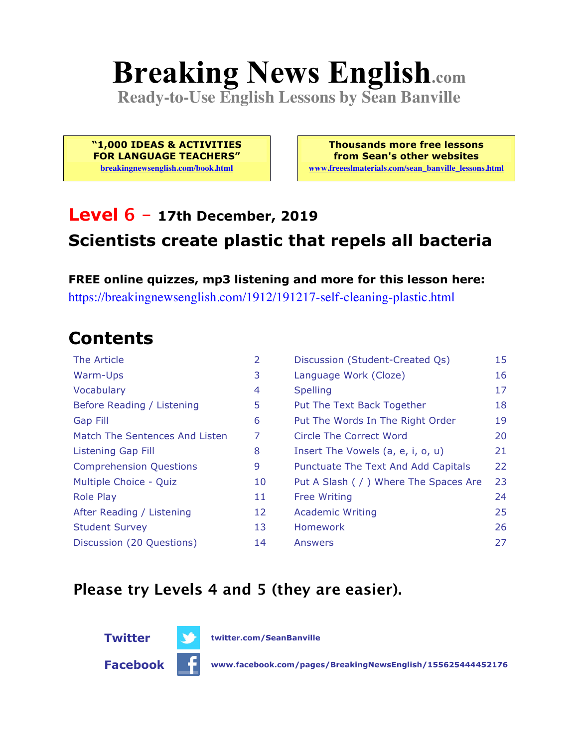# Breaking News English.com

**Ready-to-Use English Lessons by Sean Banville**

**"1,000 IDEAS & ACTIVITIES FOR LANGUAGE TEACHERS"**
breakingnewsenglish.com/book.html

**Thousands more free lessons from Sean's other websites**
www.freeeslmaterials.com/sean_banville_lessons.html

## Level 6 – 17th December, 2019

## Scientists create plastic that repels all bacteria

**FREE online quizzes, mp3 listening and more for this lesson here:**
https://breakingnewsenglish.com/1912/191217-self-cleaning-plastic.html

## Contents

| | | | |
|---|---|---|---|
| The Article | 2 | Discussion (Student-Created Qs) | 15 |
| Warm-Ups | 3 | Language Work (Cloze) | 16 |
| Vocabulary | 4 | Spelling | 17 |
| Before Reading / Listening | 5 | Put The Text Back Together | 18 |
| Gap Fill | 6 | Put The Words In The Right Order | 19 |
| Match The Sentences And Listen | 7 | Circle The Correct Word | 20 |
| Listening Gap Fill | 8 | Insert The Vowels (a, e, i, o, u) | 21 |
| Comprehension Questions | 9 | Punctuate The Text And Add Capitals | 22 |
| Multiple Choice - Quiz | 10 | Put A Slash ( / ) Where The Spaces Are | 23 |
| Role Play | 11 | Free Writing | 24 |
| After Reading / Listening | 12 | Academic Writing | 25 |
| Student Survey | 13 | Homework | 26 |
| Discussion (20 Questions) | 14 | Answers | 27 |

### Please try Levels 4 and 5 (they are easier).

**Twitter** twitter.com/SeanBanville

**Facebook** www.facebook.com/pages/BreakingNewsEnglish/155625444452176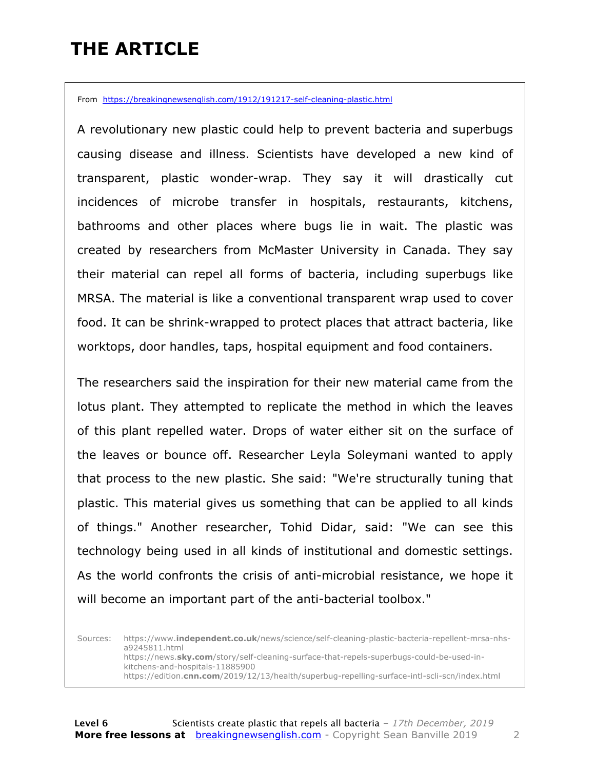# THE ARTICLE

From https://breakingnewsenglish.com/1912/191217-self-cleaning-plastic.html

A revolutionary new plastic could help to prevent bacteria and superbugs causing disease and illness. Scientists have developed a new kind of transparent, plastic wonder-wrap. They say it will drastically cut incidences of microbe transfer in hospitals, restaurants, kitchens, bathrooms and other places where bugs lie in wait. The plastic was created by researchers from McMaster University in Canada. They say their material can repel all forms of bacteria, including superbugs like MRSA. The material is like a conventional transparent wrap used to cover food. It can be shrink-wrapped to protect places that attract bacteria, like worktops, door handles, taps, hospital equipment and food containers.

The researchers said the inspiration for their new material came from the lotus plant. They attempted to replicate the method in which the leaves of this plant repelled water. Drops of water either sit on the surface of the leaves or bounce off. Researcher Leyla Soleymani wanted to apply that process to the new plastic. She said: "We're structurally tuning that plastic. This material gives us something that can be applied to all kinds of things." Another researcher, Tohid Didar, said: "We can see this technology being used in all kinds of institutional and domestic settings. As the world confronts the crisis of anti-microbial resistance, we hope it will become an important part of the anti-bacterial toolbox."

Sources:
https://www.independent.co.uk/news/science/self-cleaning-plastic-bacteria-repellent-mrsa-nhs-a9245811.html
https://news.sky.com/story/self-cleaning-surface-that-repels-superbugs-could-be-used-in-kitchens-and-hospitals-11885900
https://edition.cnn.com/2019/12/13/health/superbug-repelling-surface-intl-scli-scn/index.html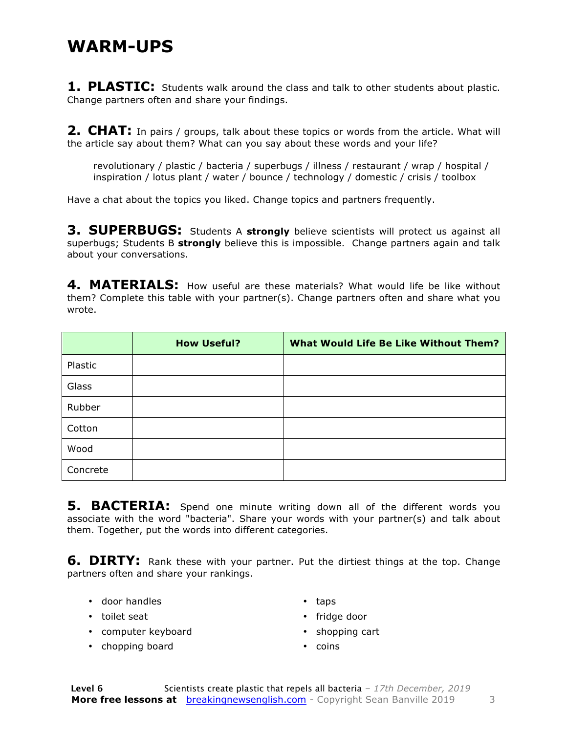# WARM-UPS

**1. PLASTIC:** Students walk around the class and talk to other students about plastic. Change partners often and share your findings.

**2. CHAT:** In pairs / groups, talk about these topics or words from the article. What will the article say about them? What can you say about these words and your life?

> revolutionary / plastic / bacteria / superbugs / illness / restaurant / wrap / hospital / inspiration / lotus plant / water / bounce / technology / domestic / crisis / toolbox

Have a chat about the topics you liked. Change topics and partners frequently.

**3. SUPERBUGS:** Students A **strongly** believe scientists will protect us against all superbugs; Students B **strongly** believe this is impossible. Change partners again and talk about your conversations.

**4. MATERIALS:** How useful are these materials? What would life be like without them? Complete this table with your partner(s). Change partners often and share what you wrote.

| | How Useful? | What Would Life Be Like Without Them? |
|---|---|---|
| Plastic | | |
| Glass | | |
| Rubber | | |
| Cotton | | |
| Wood | | |
| Concrete | | |

**5. BACTERIA:** Spend one minute writing down all of the different words you associate with the word "bacteria". Share your words with your partner(s) and talk about them. Together, put the words into different categories.

**6. DIRTY:** Rank these with your partner. Put the dirtiest things at the top. Change partners often and share your rankings.

- door handles
- toilet seat
- computer keyboard
- chopping board
- taps
- fridge door
- shopping cart
- coins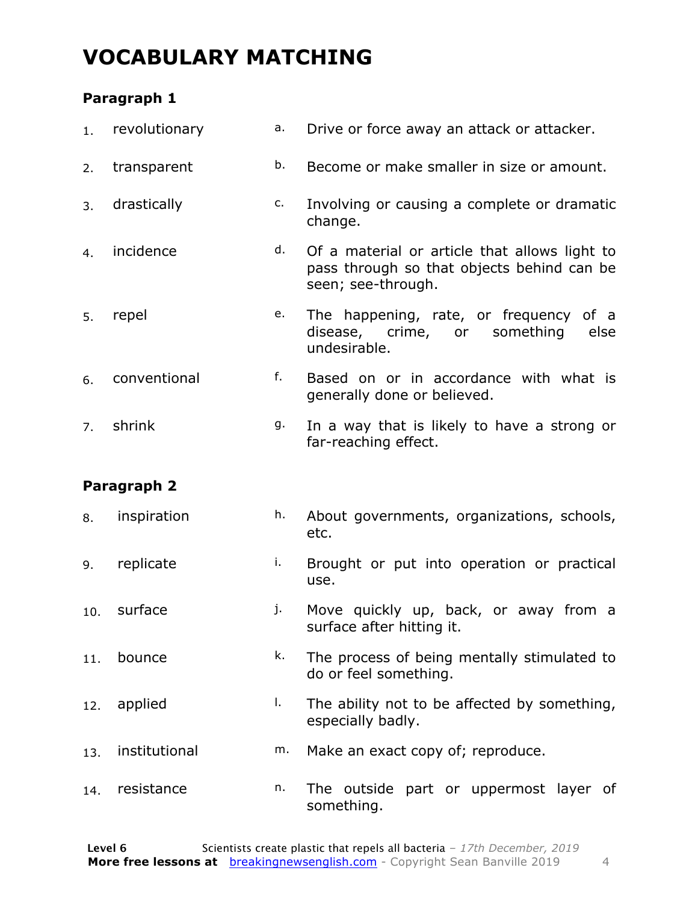# VOCABULARY MATCHING

### Paragraph 1

| | | | |
|---|---|---|---|
| 1. | revolutionary | a. | Drive or force away an attack or attacker. |
| 2. | transparent | b. | Become or make smaller in size or amount. |
| 3. | drastically | c. | Involving or causing a complete or dramatic change. |
| 4. | incidence | d. | Of a material or article that allows light to pass through so that objects behind can be seen; see-through. |
| 5. | repel | e. | The happening, rate, or frequency of a disease, crime, or something else undesirable. |
| 6. | conventional | f. | Based on or in accordance with what is generally done or believed. |
| 7. | shrink | g. | In a way that is likely to have a strong or far-reaching effect. |

### Paragraph 2

| | | | |
|---|---|---|---|
| 8. | inspiration | h. | About governments, organizations, schools, etc. |
| 9. | replicate | i. | Brought or put into operation or practical use. |
| 10. | surface | j. | Move quickly up, back, or away from a surface after hitting it. |
| 11. | bounce | k. | The process of being mentally stimulated to do or feel something. |
| 12. | applied | l. | The ability not to be affected by something, especially badly. |
| 13. | institutional | m. | Make an exact copy of; reproduce. |
| 14. | resistance | n. | The outside part or uppermost layer of something. |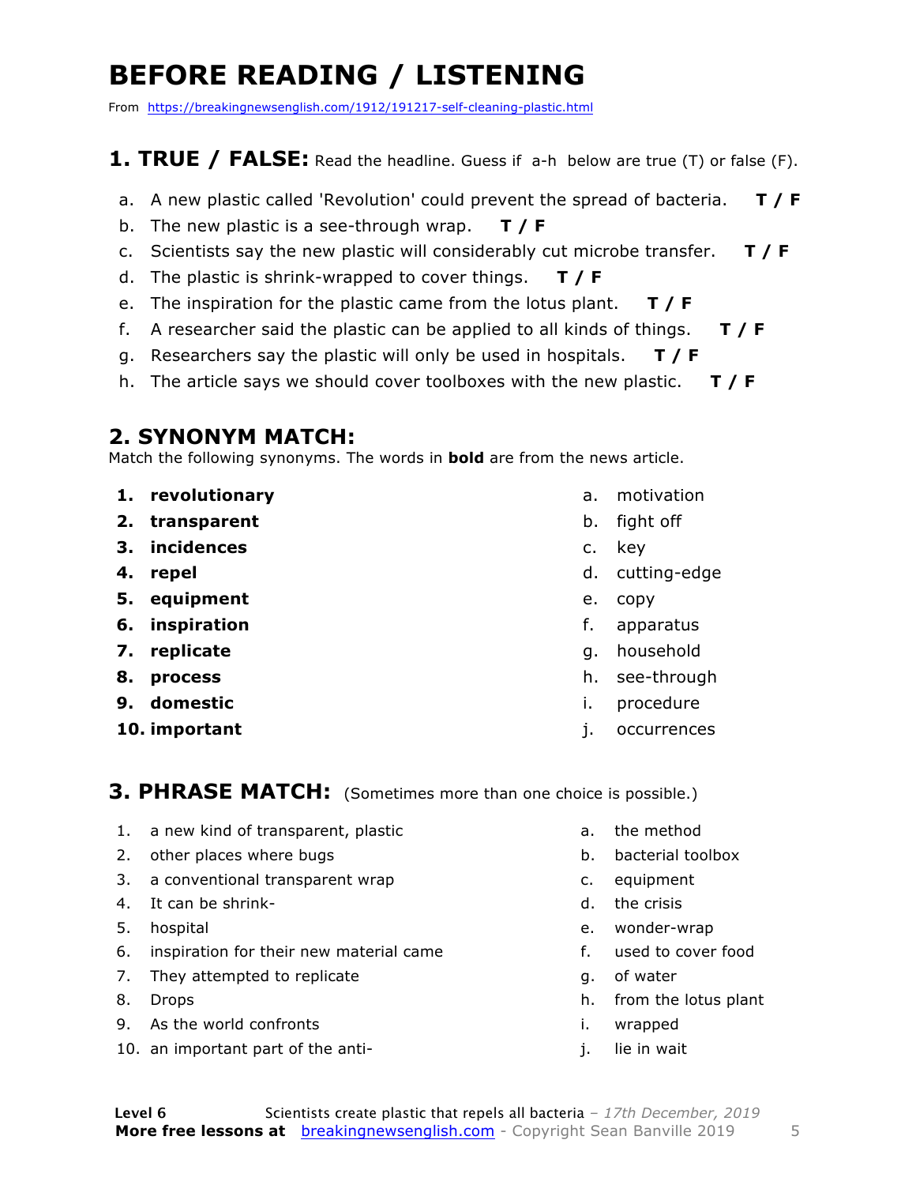# BEFORE READING / LISTENING

From https://breakingnewsenglish.com/1912/191217-self-cleaning-plastic.html

## 1. TRUE / FALSE: Read the headline. Guess if a-h below are true (T) or false (F).

a. A new plastic called 'Revolution' could prevent the spread of bacteria. **T / F**
b. The new plastic is a see-through wrap. **T / F**
c. Scientists say the new plastic will considerably cut microbe transfer. **T / F**
d. The plastic is shrink-wrapped to cover things. **T / F**
e. The inspiration for the plastic came from the lotus plant. **T / F**
f. A researcher said the plastic can be applied to all kinds of things. **T / F**
g. Researchers say the plastic will only be used in hospitals. **T / F**
h. The article says we should cover toolboxes with the new plastic. **T / F**

## 2. SYNONYM MATCH:

Match the following synonyms. The words in **bold** are from the news article.

1. **revolutionary**
2. **transparent**
3. **incidences**
4. **repel**
5. **equipment**
6. **inspiration**
7. **replicate**
8. **process**
9. **domestic**
10. **important**

a. motivation
b. fight off
c. key
d. cutting-edge
e. copy
f. apparatus
g. household
h. see-through
i. procedure
j. occurrences

## 3. PHRASE MATCH: (Sometimes more than one choice is possible.)

1. a new kind of transparent, plastic
2. other places where bugs
3. a conventional transparent wrap
4. It can be shrink-
5. hospital
6. inspiration for their new material came
7. They attempted to replicate
8. Drops
9. As the world confronts
10. an important part of the anti-

a. the method
b. bacterial toolbox
c. equipment
d. the crisis
e. wonder-wrap
f. used to cover food
g. of water
h. from the lotus plant
i. wrapped
j. lie in wait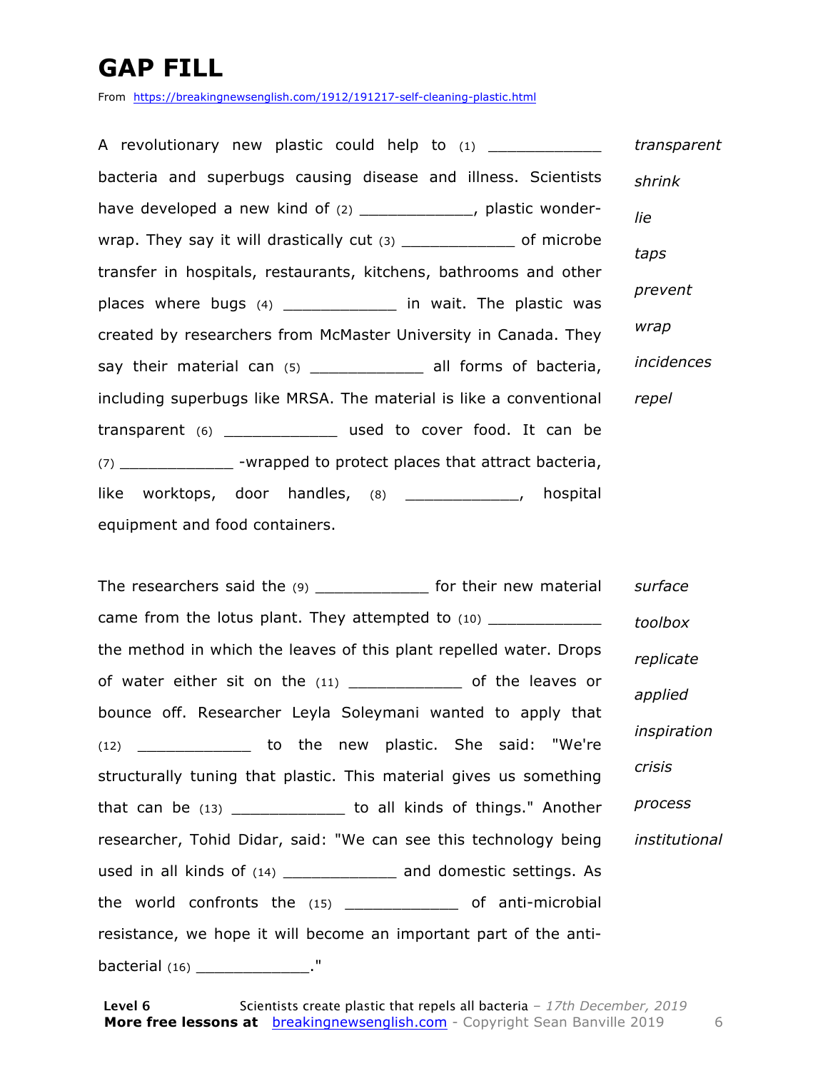# GAP FILL

From https://breakingnewsenglish.com/1912/191217-self-cleaning-plastic.html

A revolutionary new plastic could help to (1) ____________ bacteria and superbugs causing disease and illness. Scientists have developed a new kind of (2) ____________, plastic wonder-wrap. They say it will drastically cut (3) ____________ of microbe transfer in hospitals, restaurants, kitchens, bathrooms and other places where bugs (4) ____________ in wait. The plastic was created by researchers from McMaster University in Canada. They say their material can (5) ____________ all forms of bacteria, including superbugs like MRSA. The material is like a conventional transparent (6) ____________ used to cover food. It can be (7) ____________ -wrapped to protect places that attract bacteria, like worktops, door handles, (8) ____________, hospital equipment and food containers.

*transparent*
*shrink*
*lie*
*taps*
*prevent*
*wrap*
*incidences*
*repel*

The researchers said the (9) ____________ for their new material came from the lotus plant. They attempted to (10) ____________ the method in which the leaves of this plant repelled water. Drops of water either sit on the (11) ____________ of the leaves or bounce off. Researcher Leyla Soleymani wanted to apply that (12) ____________ to the new plastic. She said: "We're structurally tuning that plastic. This material gives us something that can be (13) ____________ to all kinds of things." Another researcher, Tohid Didar, said: "We can see this technology being used in all kinds of (14) ____________ and domestic settings. As the world confronts the (15) ____________ of anti-microbial resistance, we hope it will become an important part of the anti-bacterial (16) ____________."

*surface*
*toolbox*
*replicate*
*applied*
*inspiration*
*crisis*
*process*
*institutional*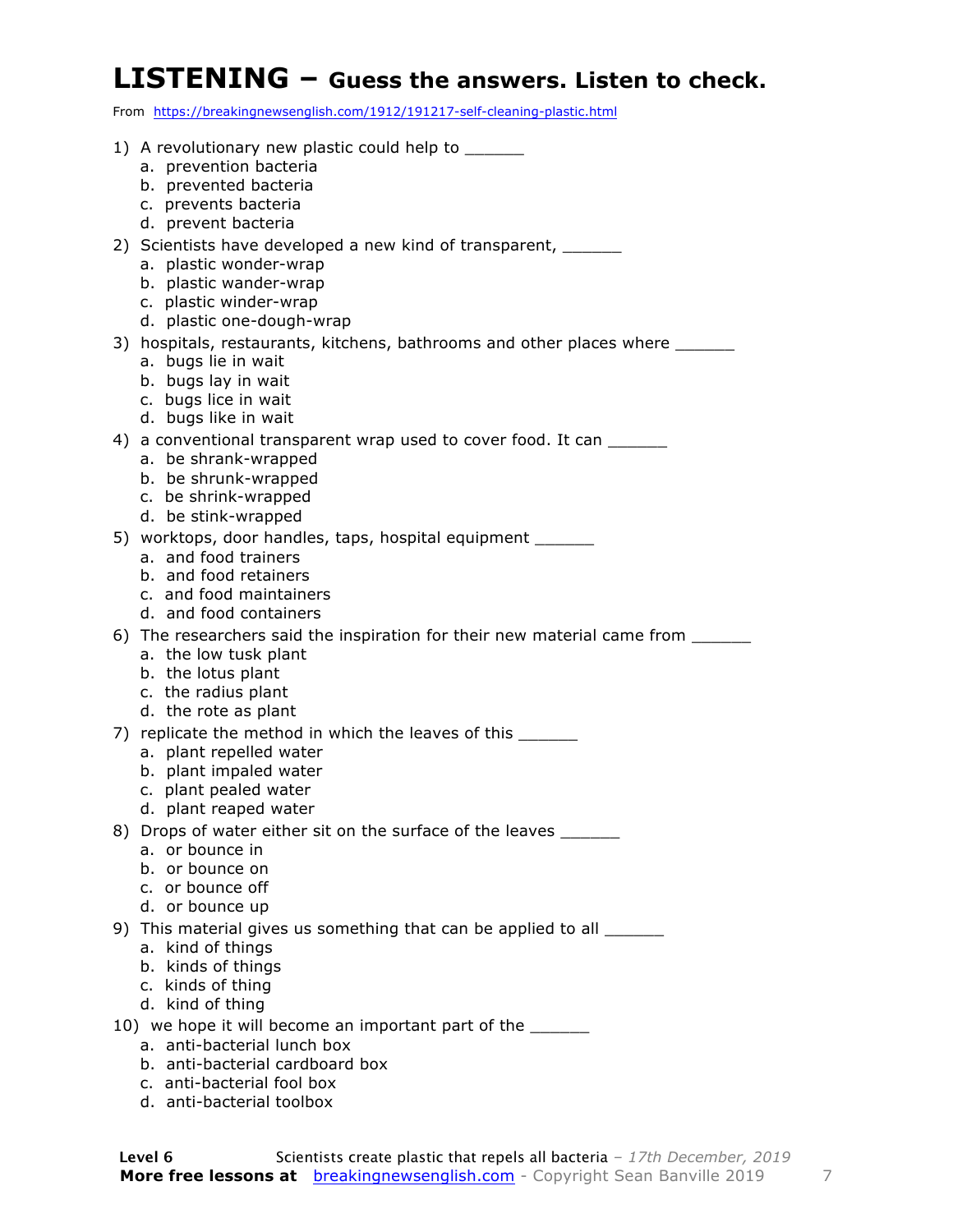# LISTENING – Guess the answers. Listen to check.

From https://breakingnewsenglish.com/1912/191217-self-cleaning-plastic.html

1) A revolutionary new plastic could help to ______
   a. prevention bacteria
   b. prevented bacteria
   c. prevents bacteria
   d. prevent bacteria
2) Scientists have developed a new kind of transparent, ______
   a. plastic wonder-wrap
   b. plastic wander-wrap
   c. plastic winder-wrap
   d. plastic one-dough-wrap
3) hospitals, restaurants, kitchens, bathrooms and other places where ______
   a. bugs lie in wait
   b. bugs lay in wait
   c. bugs lice in wait
   d. bugs like in wait
4) a conventional transparent wrap used to cover food. It can ______
   a. be shrank-wrapped
   b. be shrunk-wrapped
   c. be shrink-wrapped
   d. be stink-wrapped
5) worktops, door handles, taps, hospital equipment ______
   a. and food trainers
   b. and food retainers
   c. and food maintainers
   d. and food containers
6) The researchers said the inspiration for their new material came from ______
   a. the low tusk plant
   b. the lotus plant
   c. the radius plant
   d. the rote as plant
7) replicate the method in which the leaves of this ______
   a. plant repelled water
   b. plant impaled water
   c. plant pealed water
   d. plant reaped water
8) Drops of water either sit on the surface of the leaves ______
   a. or bounce in
   b. or bounce on
   c. or bounce off
   d. or bounce up
9) This material gives us something that can be applied to all ______
   a. kind of things
   b. kinds of things
   c. kinds of thing
   d. kind of thing
10) we hope it will become an important part of the ______
   a. anti-bacterial lunch box
   b. anti-bacterial cardboard box
   c. anti-bacterial fool box
   d. anti-bacterial toolbox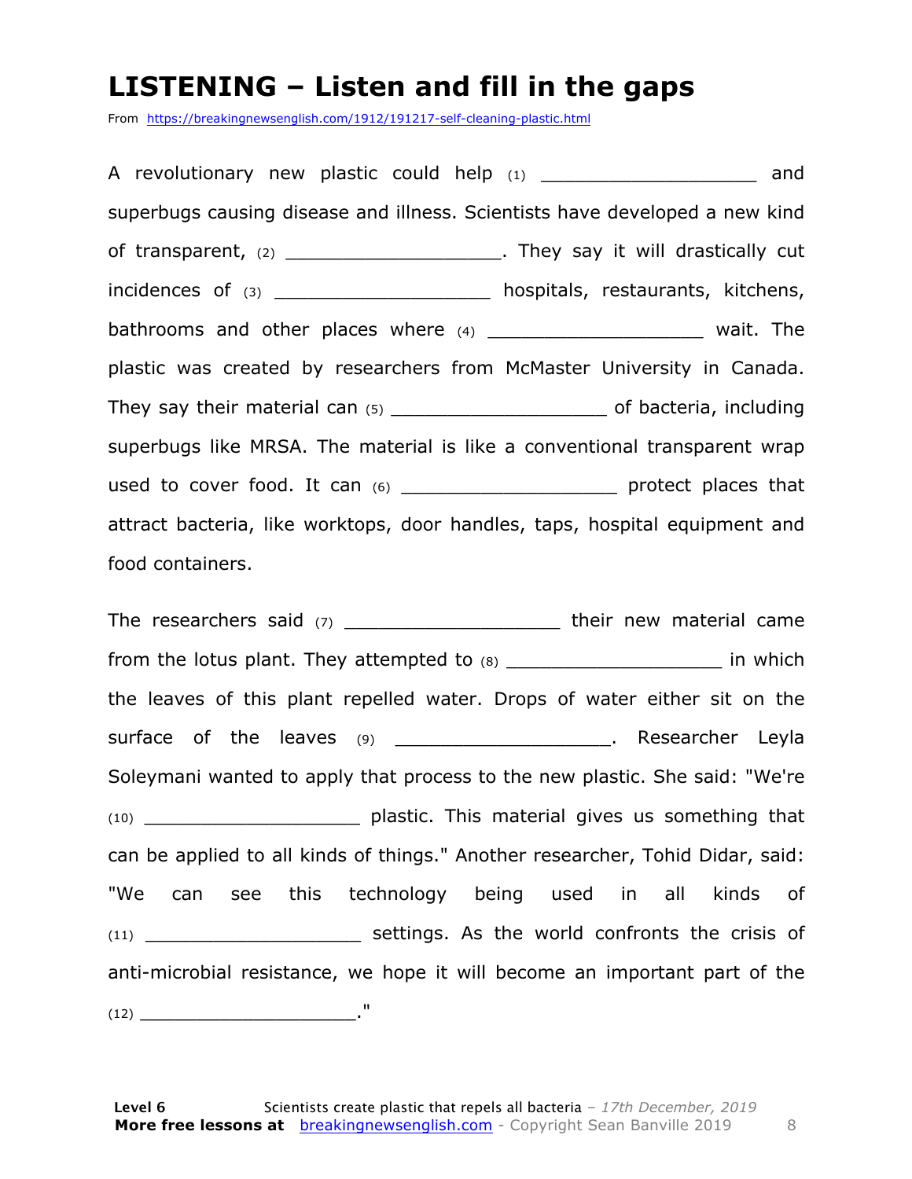# LISTENING – Listen and fill in the gaps

From https://breakingnewsenglish.com/1912/191217-self-cleaning-plastic.html

A revolutionary new plastic could help (1) ___________________ and superbugs causing disease and illness. Scientists have developed a new kind of transparent, (2) ___________________. They say it will drastically cut incidences of (3) ___________________ hospitals, restaurants, kitchens, bathrooms and other places where (4) ___________________ wait. The plastic was created by researchers from McMaster University in Canada. They say their material can (5) ___________________ of bacteria, including superbugs like MRSA. The material is like a conventional transparent wrap used to cover food. It can (6) ___________________ protect places that attract bacteria, like worktops, door handles, taps, hospital equipment and food containers.

The researchers said (7) ___________________ their new material came from the lotus plant. They attempted to (8) ___________________ in which the leaves of this plant repelled water. Drops of water either sit on the surface of the leaves (9) ___________________. Researcher Leyla Soleymani wanted to apply that process to the new plastic. She said: "We're (10) ___________________ plastic. This material gives us something that can be applied to all kinds of things." Another researcher, Tohid Didar, said: "We can see this technology being used in all kinds of (11) ___________________ settings. As the world confronts the crisis of anti-microbial resistance, we hope it will become an important part of the (12) ___________________."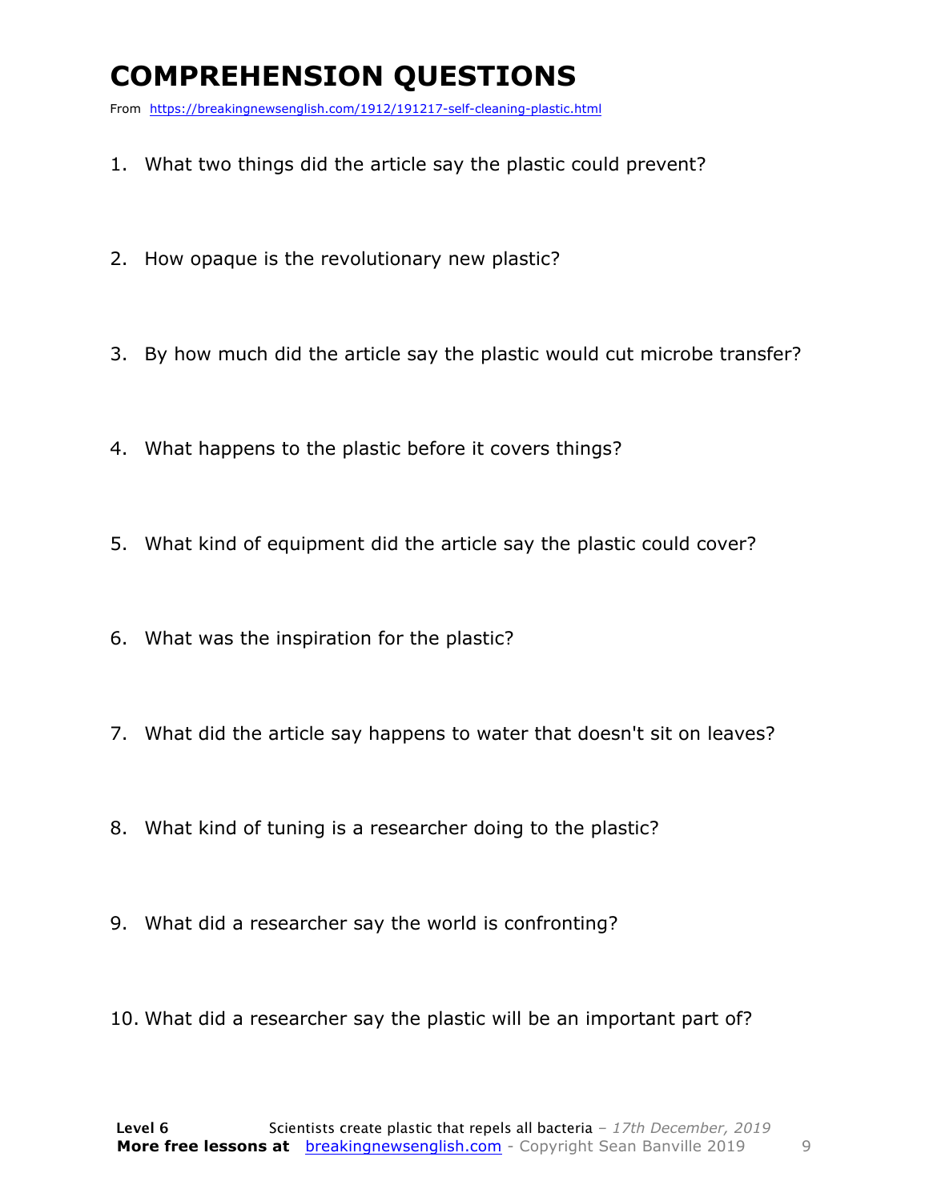# COMPREHENSION QUESTIONS

From https://breakingnewsenglish.com/1912/191217-self-cleaning-plastic.html

1. What two things did the article say the plastic could prevent?
2. How opaque is the revolutionary new plastic?
3. By how much did the article say the plastic would cut microbe transfer?
4. What happens to the plastic before it covers things?
5. What kind of equipment did the article say the plastic could cover?
6. What was the inspiration for the plastic?
7. What did the article say happens to water that doesn't sit on leaves?
8. What kind of tuning is a researcher doing to the plastic?
9. What did a researcher say the world is confronting?
10. What did a researcher say the plastic will be an important part of?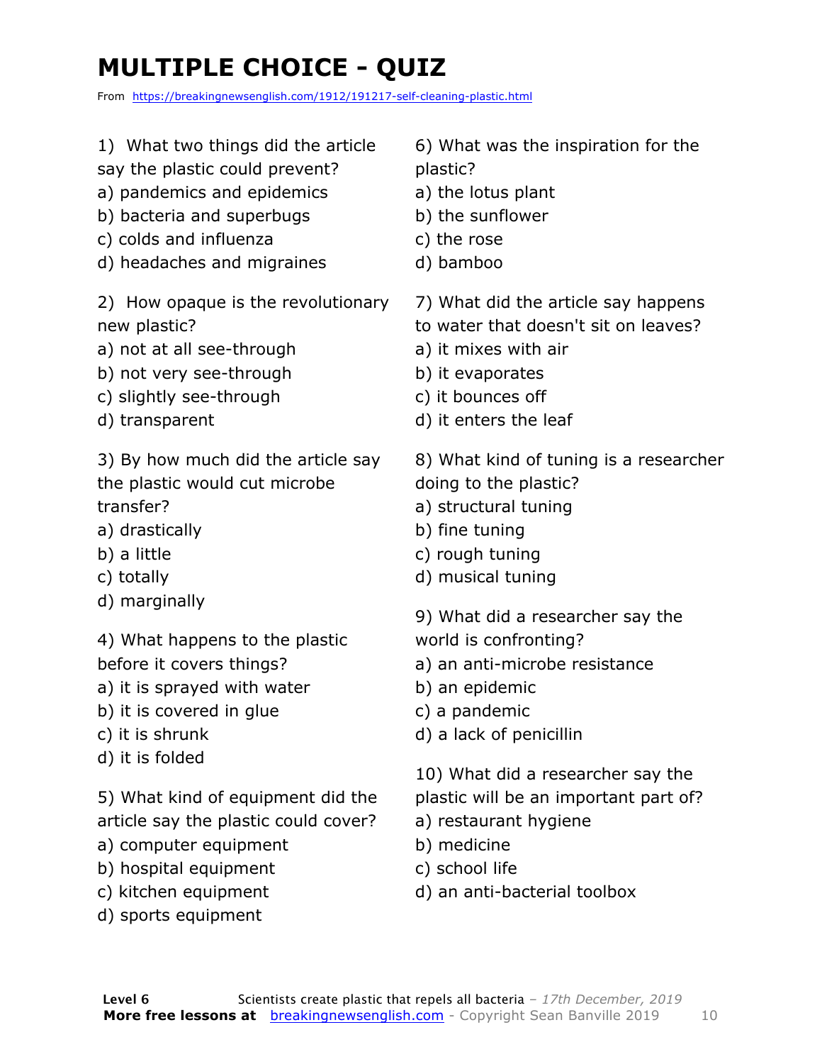# MULTIPLE CHOICE - QUIZ

From https://breakingnewsenglish.com/1912/191217-self-cleaning-plastic.html

1) What two things did the article say the plastic could prevent?

a) pandemics and epidemics
b) bacteria and superbugs
c) colds and influenza
d) headaches and migraines

2) How opaque is the revolutionary new plastic?

a) not at all see-through
b) not very see-through
c) slightly see-through
d) transparent

3) By how much did the article say the plastic would cut microbe transfer?

a) drastically
b) a little
c) totally
d) marginally

4) What happens to the plastic before it covers things?

a) it is sprayed with water
b) it is covered in glue
c) it is shrunk
d) it is folded

5) What kind of equipment did the article say the plastic could cover?

a) computer equipment
b) hospital equipment
c) kitchen equipment
d) sports equipment

6) What was the inspiration for the plastic?

a) the lotus plant
b) the sunflower
c) the rose
d) bamboo

7) What did the article say happens to water that doesn't sit on leaves?

a) it mixes with air
b) it evaporates
c) it bounces off
d) it enters the leaf

8) What kind of tuning is a researcher doing to the plastic?

a) structural tuning
b) fine tuning
c) rough tuning
d) musical tuning

9) What did a researcher say the world is confronting?

a) an anti-microbe resistance
b) an epidemic
c) a pandemic
d) a lack of penicillin

10) What did a researcher say the plastic will be an important part of?

a) restaurant hygiene
b) medicine
c) school life
d) an anti-bacterial toolbox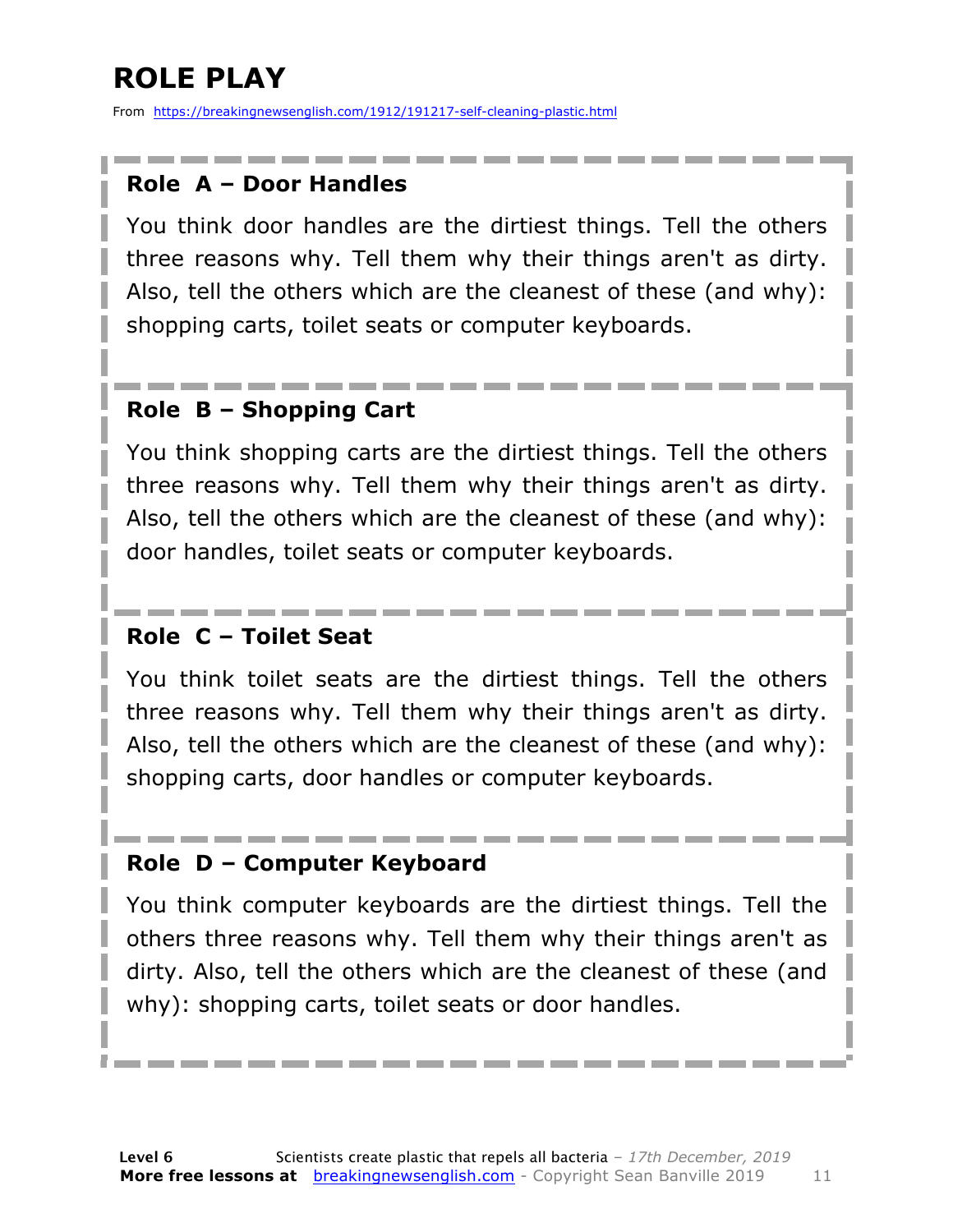# ROLE PLAY

From https://breakingnewsenglish.com/1912/191217-self-cleaning-plastic.html

### Role A – Door Handles

You think door handles are the dirtiest things. Tell the others three reasons why. Tell them why their things aren't as dirty. Also, tell the others which are the cleanest of these (and why): shopping carts, toilet seats or computer keyboards.

### Role B – Shopping Cart

You think shopping carts are the dirtiest things. Tell the others three reasons why. Tell them why their things aren't as dirty. Also, tell the others which are the cleanest of these (and why): door handles, toilet seats or computer keyboards.

### Role C – Toilet Seat

You think toilet seats are the dirtiest things. Tell the others three reasons why. Tell them why their things aren't as dirty. Also, tell the others which are the cleanest of these (and why): shopping carts, door handles or computer keyboards.

### Role D – Computer Keyboard

You think computer keyboards are the dirtiest things. Tell the others three reasons why. Tell them why their things aren't as dirty. Also, tell the others which are the cleanest of these (and why): shopping carts, toilet seats or door handles.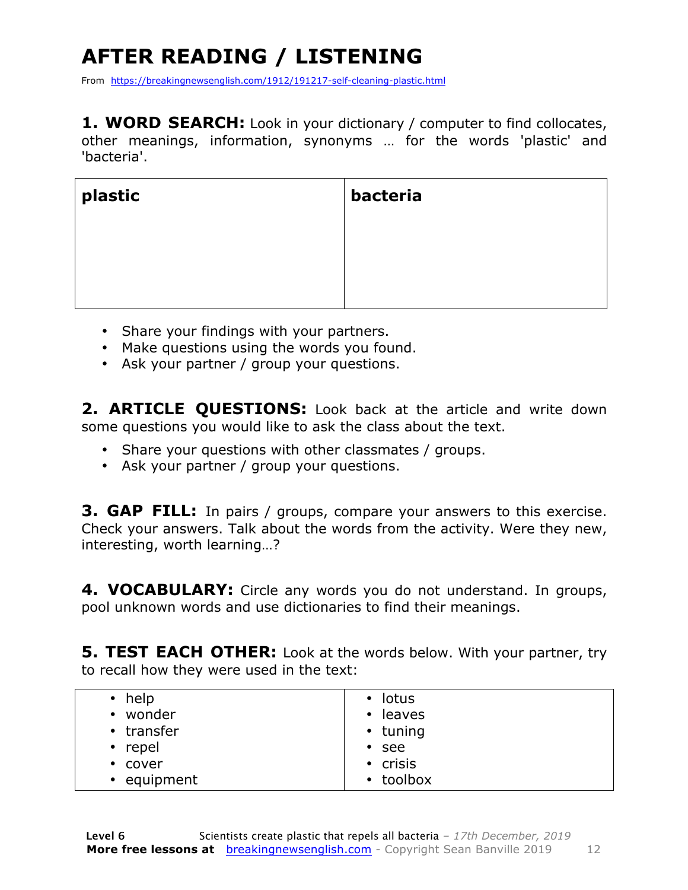# AFTER READING / LISTENING

From https://breakingnewsenglish.com/1912/191217-self-cleaning-plastic.html

**1. WORD SEARCH:** Look in your dictionary / computer to find collocates, other meanings, information, synonyms … for the words 'plastic' and 'bacteria'.

| **plastic** | **bacteria** |
|---|---|
| | |

- Share your findings with your partners.
- Make questions using the words you found.
- Ask your partner / group your questions.

**2. ARTICLE QUESTIONS:** Look back at the article and write down some questions you would like to ask the class about the text.

- Share your questions with other classmates / groups.
- Ask your partner / group your questions.

**3. GAP FILL:** In pairs / groups, compare your answers to this exercise. Check your answers. Talk about the words from the activity. Were they new, interesting, worth learning…?

**4. VOCABULARY:** Circle any words you do not understand. In groups, pool unknown words and use dictionaries to find their meanings.

**5. TEST EACH OTHER:** Look at the words below. With your partner, try to recall how they were used in the text:

| | |
|---|---|
| • help<br>• wonder<br>• transfer<br>• repel<br>• cover<br>• equipment | • lotus<br>• leaves<br>• tuning<br>• see<br>• crisis<br>• toolbox |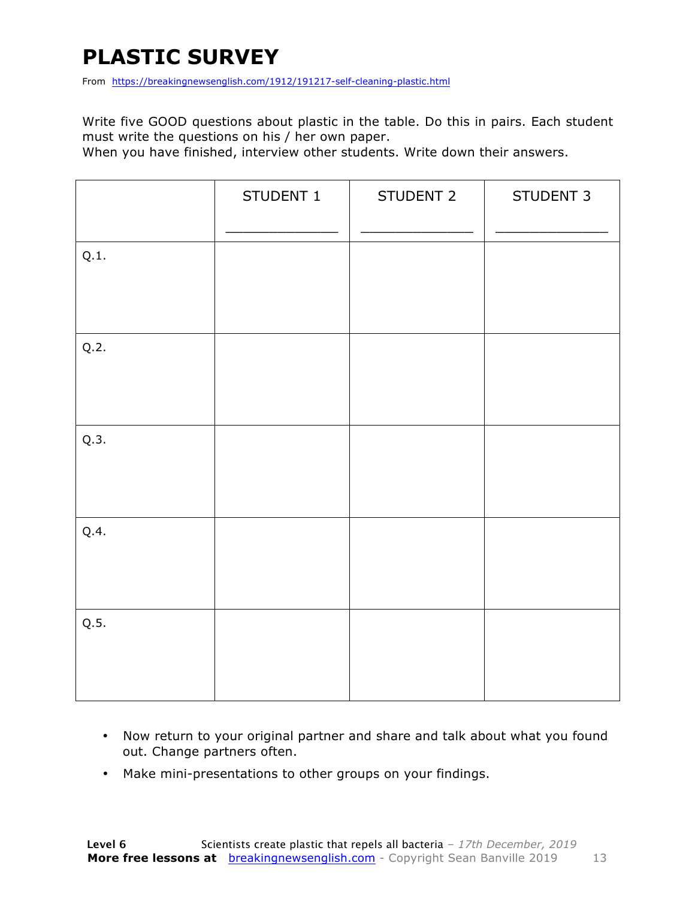# PLASTIC SURVEY

From https://breakingnewsenglish.com/1912/191217-self-cleaning-plastic.html

Write five GOOD questions about plastic in the table. Do this in pairs. Each student must write the questions on his / her own paper.

When you have finished, interview other students. Write down their answers.

| | STUDENT 1<br>_______________ | STUDENT 2<br>_______________ | STUDENT 3<br>_______________ |
|---|---|---|---|
| Q.1. | | | |
| Q.2. | | | |
| Q.3. | | | |
| Q.4. | | | |
| Q.5. | | | |

- Now return to your original partner and share and talk about what you found out. Change partners often.
- Make mini-presentations to other groups on your findings.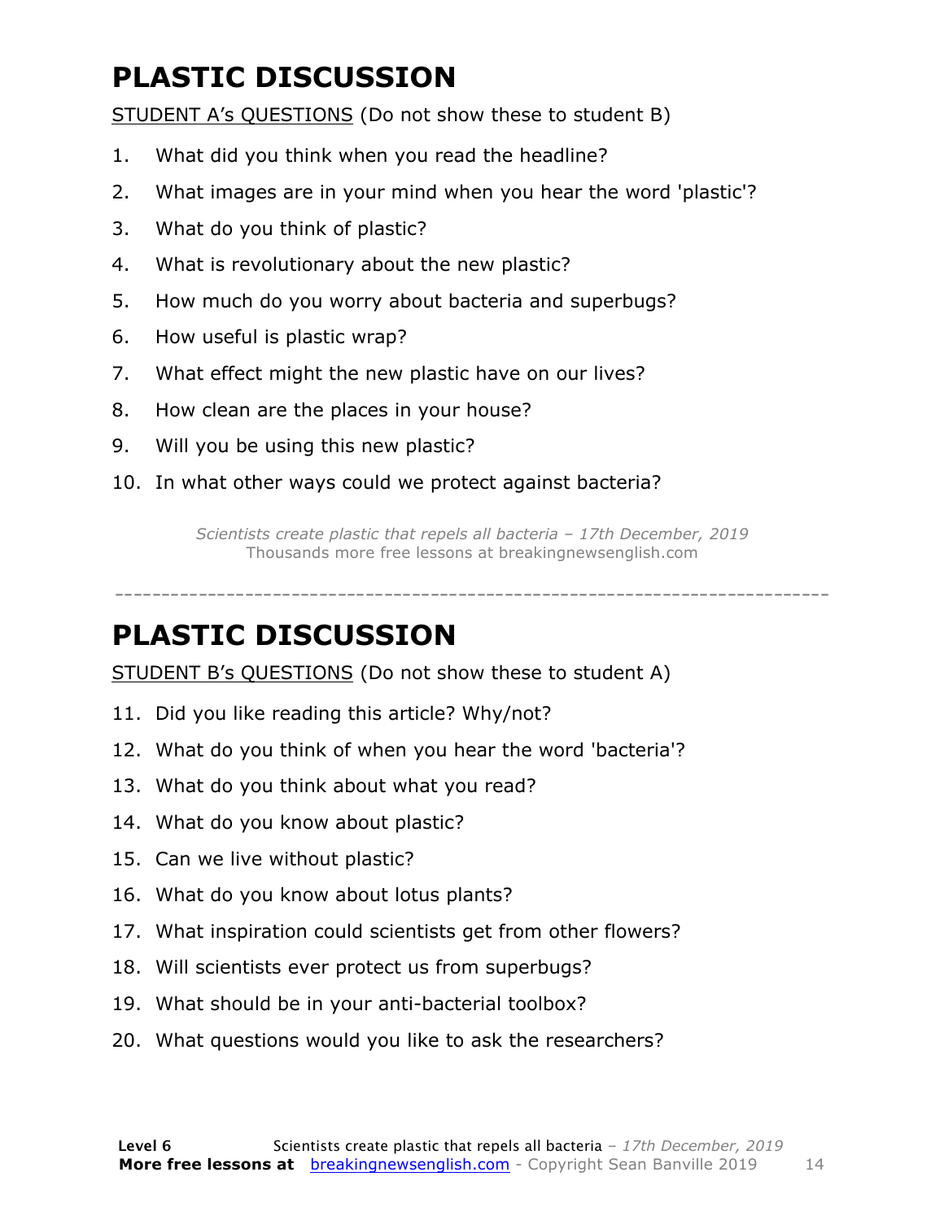# PLASTIC DISCUSSION

STUDENT A's QUESTIONS (Do not show these to student B)

1. What did you think when you read the headline?
2. What images are in your mind when you hear the word 'plastic'?
3. What do you think of plastic?
4. What is revolutionary about the new plastic?
5. How much do you worry about bacteria and superbugs?
6. How useful is plastic wrap?
7. What effect might the new plastic have on our lives?
8. How clean are the places in your house?
9. Will you be using this new plastic?
10. In what other ways could we protect against bacteria?

*Scientists create plastic that repels all bacteria – 17th December, 2019*
Thousands more free lessons at breakingnewsenglish.com

---

# PLASTIC DISCUSSION

STUDENT B's QUESTIONS (Do not show these to student A)

11. Did you like reading this article? Why/not?
12. What do you think of when you hear the word 'bacteria'?
13. What do you think about what you read?
14. What do you know about plastic?
15. Can we live without plastic?
16. What do you know about lotus plants?
17. What inspiration could scientists get from other flowers?
18. Will scientists ever protect us from superbugs?
19. What should be in your anti-bacterial toolbox?
20. What questions would you like to ask the researchers?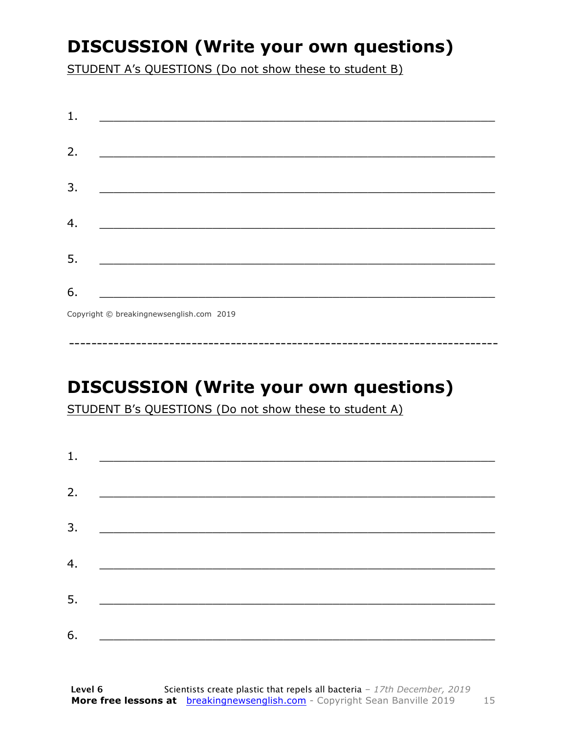## DISCUSSION (Write your own questions)

STUDENT A's QUESTIONS (Do not show these to student B)

1. ___________________________________________________________

2. ___________________________________________________________

3. ___________________________________________________________

4. ___________________________________________________________

5. ___________________________________________________________

6. ___________________________________________________________

Copyright © breakingnewsenglish.com 2019

---

## DISCUSSION (Write your own questions)

STUDENT B's QUESTIONS (Do not show these to student A)

1. ___________________________________________________________

2. ___________________________________________________________

3. ___________________________________________________________

4. ___________________________________________________________

5. ___________________________________________________________

6. ___________________________________________________________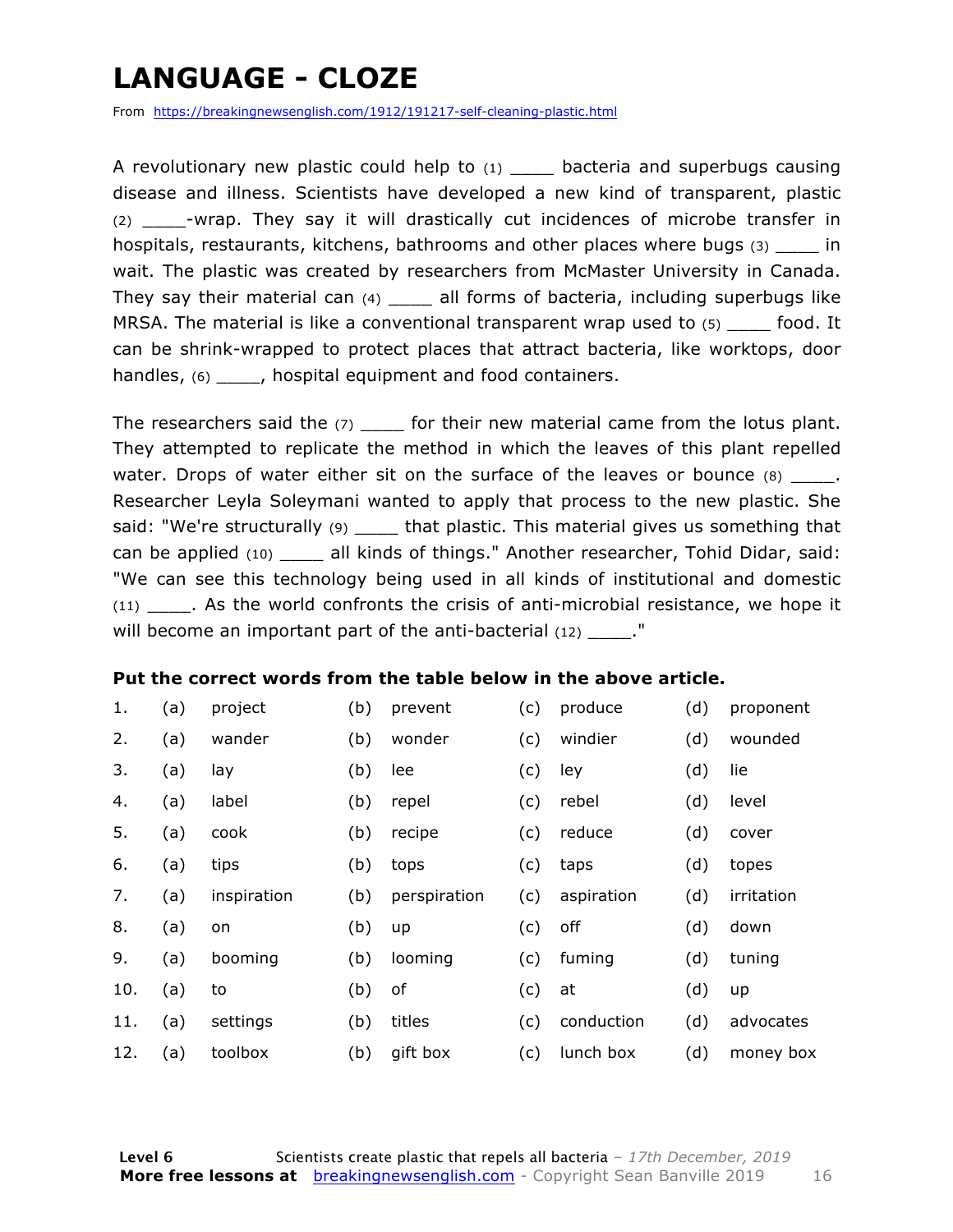# LANGUAGE - CLOZE

From https://breakingnewsenglish.com/1912/191217-self-cleaning-plastic.html

A revolutionary new plastic could help to (1) ____ bacteria and superbugs causing disease and illness. Scientists have developed a new kind of transparent, plastic (2) ____-wrap. They say it will drastically cut incidences of microbe transfer in hospitals, restaurants, kitchens, bathrooms and other places where bugs (3) ____ in wait. The plastic was created by researchers from McMaster University in Canada. They say their material can (4) ____ all forms of bacteria, including superbugs like MRSA. The material is like a conventional transparent wrap used to (5) ____ food. It can be shrink-wrapped to protect places that attract bacteria, like worktops, door handles, (6) ____, hospital equipment and food containers.

The researchers said the (7) ____ for their new material came from the lotus plant. They attempted to replicate the method in which the leaves of this plant repelled water. Drops of water either sit on the surface of the leaves or bounce (8) ____. Researcher Leyla Soleymani wanted to apply that process to the new plastic. She said: "We're structurally (9) ____ that plastic. This material gives us something that can be applied (10) ____ all kinds of things." Another researcher, Tohid Didar, said: "We can see this technology being used in all kinds of institutional and domestic (11) ____. As the world confronts the crisis of anti-microbial resistance, we hope it will become an important part of the anti-bacterial (12) ____."

**Put the correct words from the table below in the above article.**

| | | | | | | | | |
|---|---|---|---|---|---|---|---|---|
| 1. | (a) | project | (b) | prevent | (c) | produce | (d) | proponent |
| 2. | (a) | wander | (b) | wonder | (c) | windier | (d) | wounded |
| 3. | (a) | lay | (b) | lee | (c) | ley | (d) | lie |
| 4. | (a) | label | (b) | repel | (c) | rebel | (d) | level |
| 5. | (a) | cook | (b) | recipe | (c) | reduce | (d) | cover |
| 6. | (a) | tips | (b) | tops | (c) | taps | (d) | topes |
| 7. | (a) | inspiration | (b) | perspiration | (c) | aspiration | (d) | irritation |
| 8. | (a) | on | (b) | up | (c) | off | (d) | down |
| 9. | (a) | booming | (b) | looming | (c) | fuming | (d) | tuning |
| 10. | (a) | to | (b) | of | (c) | at | (d) | up |
| 11. | (a) | settings | (b) | titles | (c) | conduction | (d) | advocates |
| 12. | (a) | toolbox | (b) | gift box | (c) | lunch box | (d) | money box |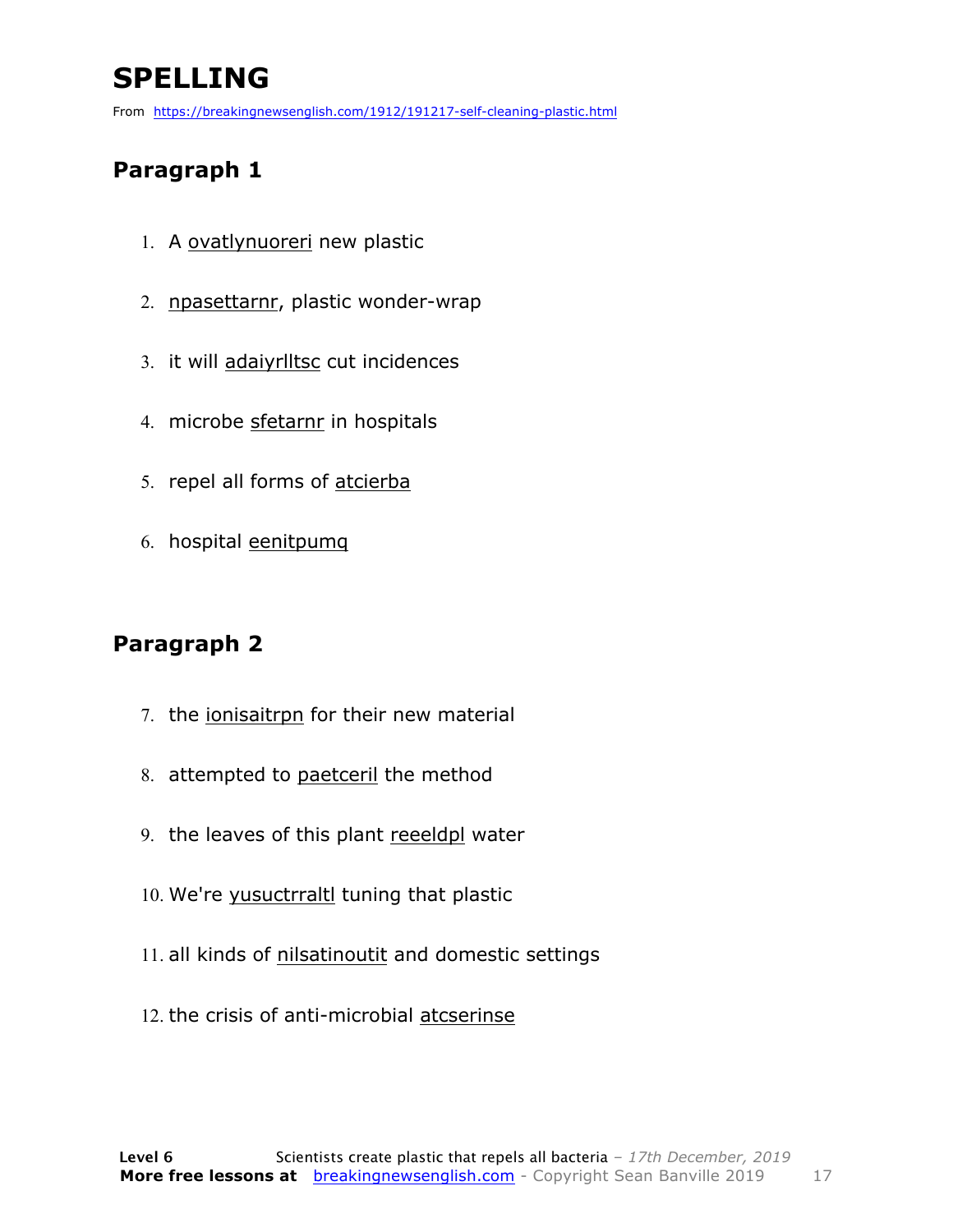# SPELLING

From https://breakingnewsenglish.com/1912/191217-self-cleaning-plastic.html

## Paragraph 1

1. A ovatlynuoreri new plastic
2. npasettarnr, plastic wonder-wrap
3. it will adaiyrlltsc cut incidences
4. microbe sfetarnr in hospitals
5. repel all forms of atcierba
6. hospital eenitpumq

## Paragraph 2

7. the ionisaitrpn for their new material
8. attempted to paetceril the method
9. the leaves of this plant reeeldpl water
10. We're yusuctrraltl tuning that plastic
11. all kinds of nilsatinoutit and domestic settings
12. the crisis of anti-microbial atcserinse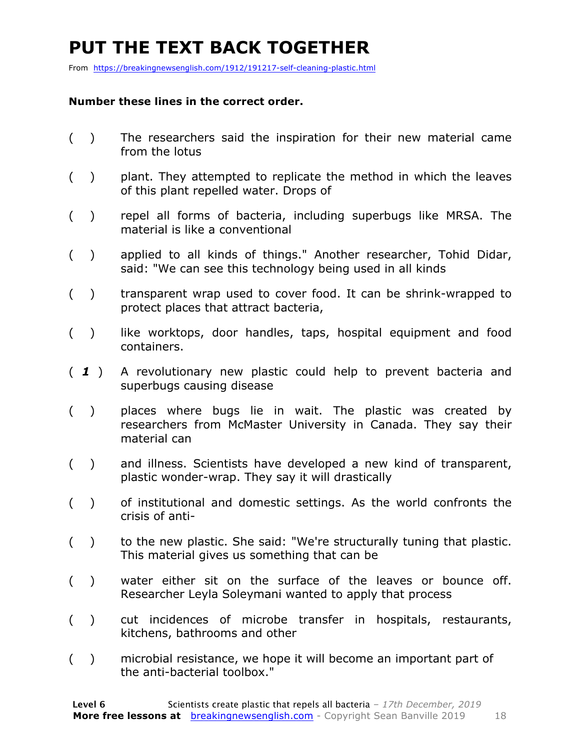# PUT THE TEXT BACK TOGETHER

From https://breakingnewsenglish.com/1912/191217-self-cleaning-plastic.html

**Number these lines in the correct order.**

( ) The researchers said the inspiration for their new material came from the lotus

( ) plant. They attempted to replicate the method in which the leaves of this plant repelled water. Drops of

( ) repel all forms of bacteria, including superbugs like MRSA. The material is like a conventional

( ) applied to all kinds of things." Another researcher, Tohid Didar, said: "We can see this technology being used in all kinds

( ) transparent wrap used to cover food. It can be shrink-wrapped to protect places that attract bacteria,

( ) like worktops, door handles, taps, hospital equipment and food containers.

( ***1*** ) A revolutionary new plastic could help to prevent bacteria and superbugs causing disease

( ) places where bugs lie in wait. The plastic was created by researchers from McMaster University in Canada. They say their material can

( ) and illness. Scientists have developed a new kind of transparent, plastic wonder-wrap. They say it will drastically

( ) of institutional and domestic settings. As the world confronts the crisis of anti-

( ) to the new plastic. She said: "We're structurally tuning that plastic. This material gives us something that can be

( ) water either sit on the surface of the leaves or bounce off. Researcher Leyla Soleymani wanted to apply that process

( ) cut incidences of microbe transfer in hospitals, restaurants, kitchens, bathrooms and other

( ) microbial resistance, we hope it will become an important part of the anti-bacterial toolbox."

**Level 6** Scientists create plastic that repels all bacteria – *17th December, 2019*
**More free lessons at** breakingnewsenglish.com - Copyright Sean Banville 2019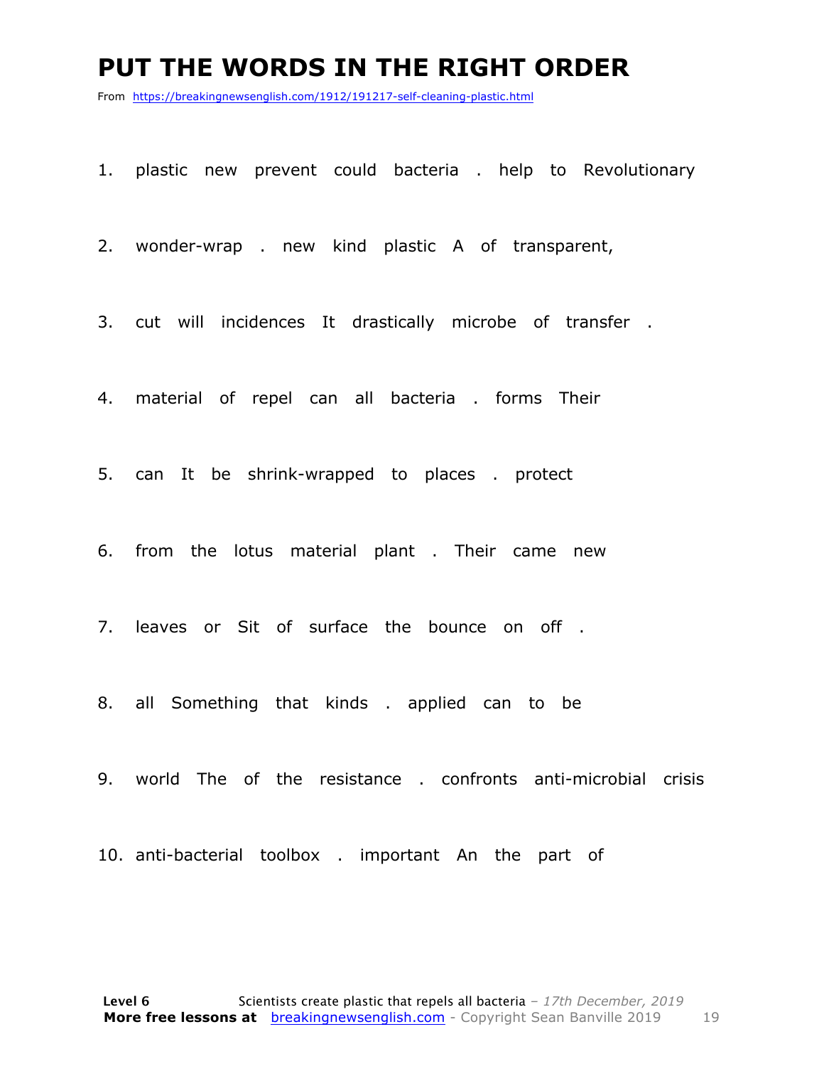# PUT THE WORDS IN THE RIGHT ORDER

From https://breakingnewsenglish.com/1912/191217-self-cleaning-plastic.html

1. plastic new prevent could bacteria . help to Revolutionary
2. wonder-wrap . new kind plastic A of transparent,
3. cut will incidences It drastically microbe of transfer .
4. material of repel can all bacteria . forms Their
5. can It be shrink-wrapped to places . protect
6. from the lotus material plant . Their came new
7. leaves or Sit of surface the bounce on off .
8. all Something that kinds . applied can to be
9. world The of the resistance . confronts anti-microbial crisis
10. anti-bacterial toolbox . important An the part of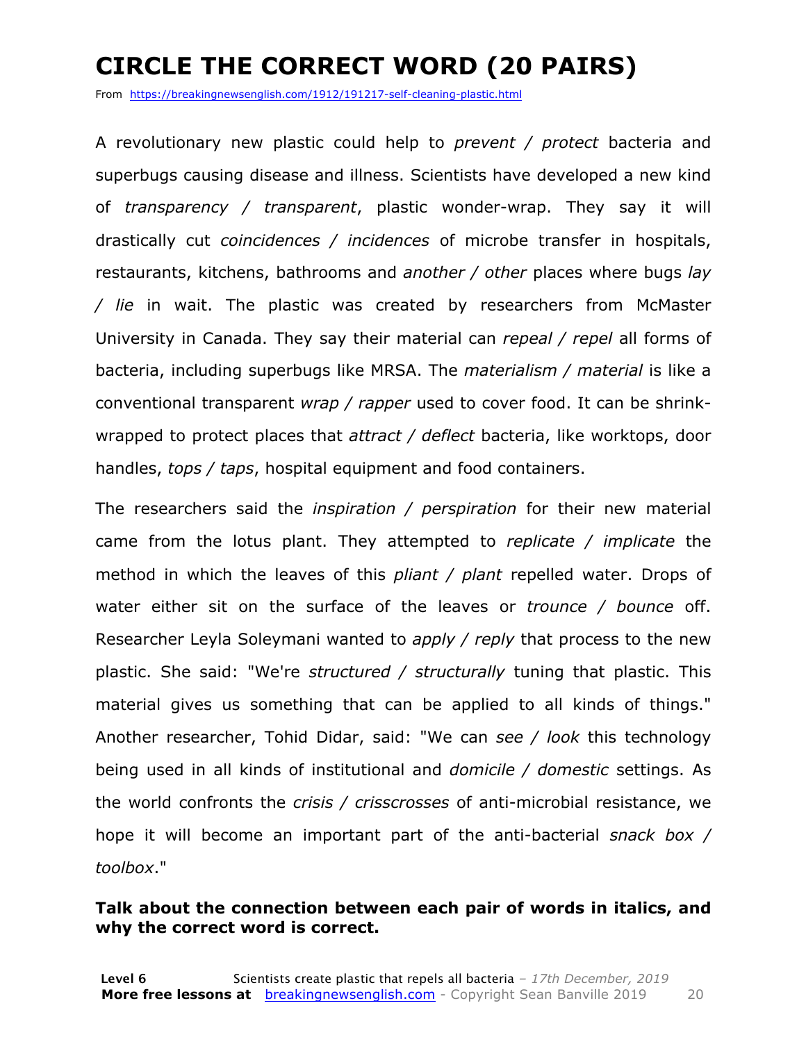# CIRCLE THE CORRECT WORD (20 PAIRS)

From https://breakingnewsenglish.com/1912/191217-self-cleaning-plastic.html

A revolutionary new plastic could help to *prevent / protect* bacteria and superbugs causing disease and illness. Scientists have developed a new kind of *transparency / transparent*, plastic wonder-wrap. They say it will drastically cut *coincidences / incidences* of microbe transfer in hospitals, restaurants, kitchens, bathrooms and *another / other* places where bugs *lay / lie* in wait. The plastic was created by researchers from McMaster University in Canada. They say their material can *repeal / repel* all forms of bacteria, including superbugs like MRSA. The *materialism / material* is like a conventional transparent *wrap / rapper* used to cover food. It can be shrink-wrapped to protect places that *attract / deflect* bacteria, like worktops, door handles, *tops / taps*, hospital equipment and food containers.

The researchers said the *inspiration / perspiration* for their new material came from the lotus plant. They attempted to *replicate / implicate* the method in which the leaves of this *pliant / plant* repelled water. Drops of water either sit on the surface of the leaves or *trounce / bounce* off. Researcher Leyla Soleymani wanted to *apply / reply* that process to the new plastic. She said: "We're *structured / structurally* tuning that plastic. This material gives us something that can be applied to all kinds of things." Another researcher, Tohid Didar, said: "We can *see / look* this technology being used in all kinds of institutional and *domicile / domestic* settings. As the world confronts the *crisis / crisscrosses* of anti-microbial resistance, we hope it will become an important part of the anti-bacterial *snack box / toolbox*."

**Talk about the connection between each pair of words in italics, and why the correct word is correct.**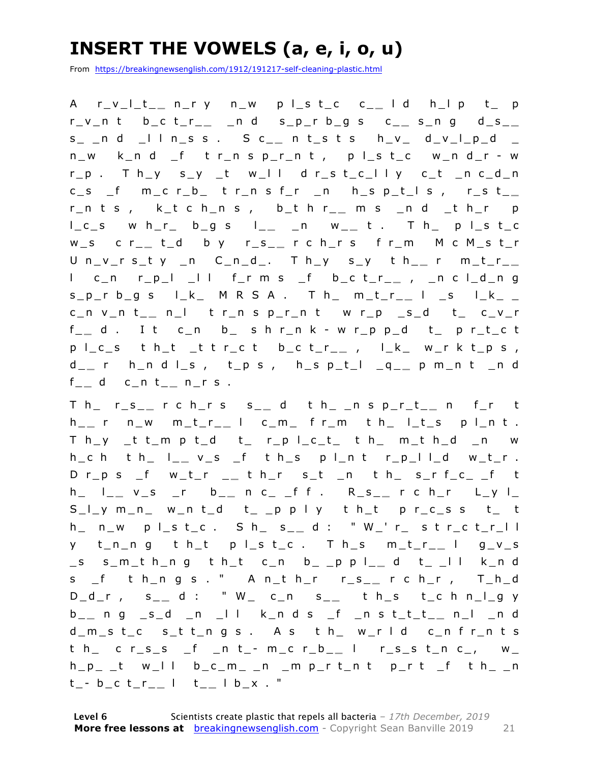# INSERT THE VOWELS (a, e, i, o, u)

From https://breakingnewsenglish.com/1912/191217-self-cleaning-plastic.html

A r_v_l_t__n_ry n_w pl_st_c c__ld h_lp t_ pr_v_nt b_ct_r__ _nd s_p_rb_gs c__s_ng d_s__s_ _nd _lln_ss. Sc__nt_sts h_v_ d_v_l_p_d _ n_w k_nd _f tr_nsp_r_nt, pl_st_c w_nd_r-wr_p. Th_y s_y _t w_ll dr_st_c_lly c_t _nc_d_nc_s _f m_cr_b_ tr_nsf_r _n h_sp_t_ls, r_st__r_nts, k_tch_ns, b_thr__ms _nd _th_r pl_c_s wh_r_ b_gs l__ _n w__t. Th_ pl_st_c w_s cr__t_d by r_s__rch_rs fr_m McM_st_r Un_v_rs_ty _n C_n_d_. Th_y s_y th__r m_t_r__l c_n r_p_l _ll f_rms _f b_ct_r__, _ncl_d_ng s_p_rb_gs l_k_ MRSA. Th_ m_t_r__l _s l_k_ _ c_nv_nt__n_l tr_nsp_r_nt wr_p _s_d t_ c_v_r f__d. It c_n b_ shr_nk-wr_pp_d t_ pr_t_ct pl_c_s th_t _ttr_ct b_ct_r__, l_k_ w_rkt_ps, d__r h_ndl_s, t_ps, h_sp_t_l _q__pm_nt _nd f__d c_nt__n_rs.

Th_ r_s__rch_rs s__d th_ _nsp_r_t__n f_r th__r n_w m_t_r__l c_m_ fr_m th_ l_t_s pl_nt. Th_y _tt_mpt_d t_ r_pl_c_t_ th_ m_th_d _n wh_ch th_ l__v_s _f th_s pl_nt r_p_ll_d w_t_r. Dr_ps _f w_t_r __th_r s_t _n th_ s_rf_c_ _f th_ l__v_s _r b__nc_ _ff. R_s__rch_r L_yl_ S_l_ym_n_ w_nt_d t_ _pply th_t pr_c_ss t_ th_ n_w pl_st_c. Sh_ s__d: "W_'r_ str_ct_r_lly t_n_ng th_t pl_st_c. Th_s m_t_r__l g_v_s _s s_m_th_ng th_t c_n b_ _ppl__d t_ _ll k_nds _f th_ngs." An_th_r r_s__rch_r, T_h_d D_d_r, s__d: "W_ c_n s__ th_s t_chn_l_gy b__ng _s_d _n _ll k_nds _f _nst_t_t__n_l _nd d_m_st_c s_tt_ngs. As th_ w_rld c_nfr_nts th_ cr_s_s _f _nt_-m_cr_b__l r_s_st_nc_, w_ h_p_ _t w_ll b_c_m_ _n _mp_rt_nt p_rt _f th_ _nt_-b_ct_r__l t__lb_x."

**Level 6** Scientists create plastic that repels all bacteria – *17th December, 2019*
**More free lessons at** breakingnewsenglish.com - Copyright Sean Banville 2019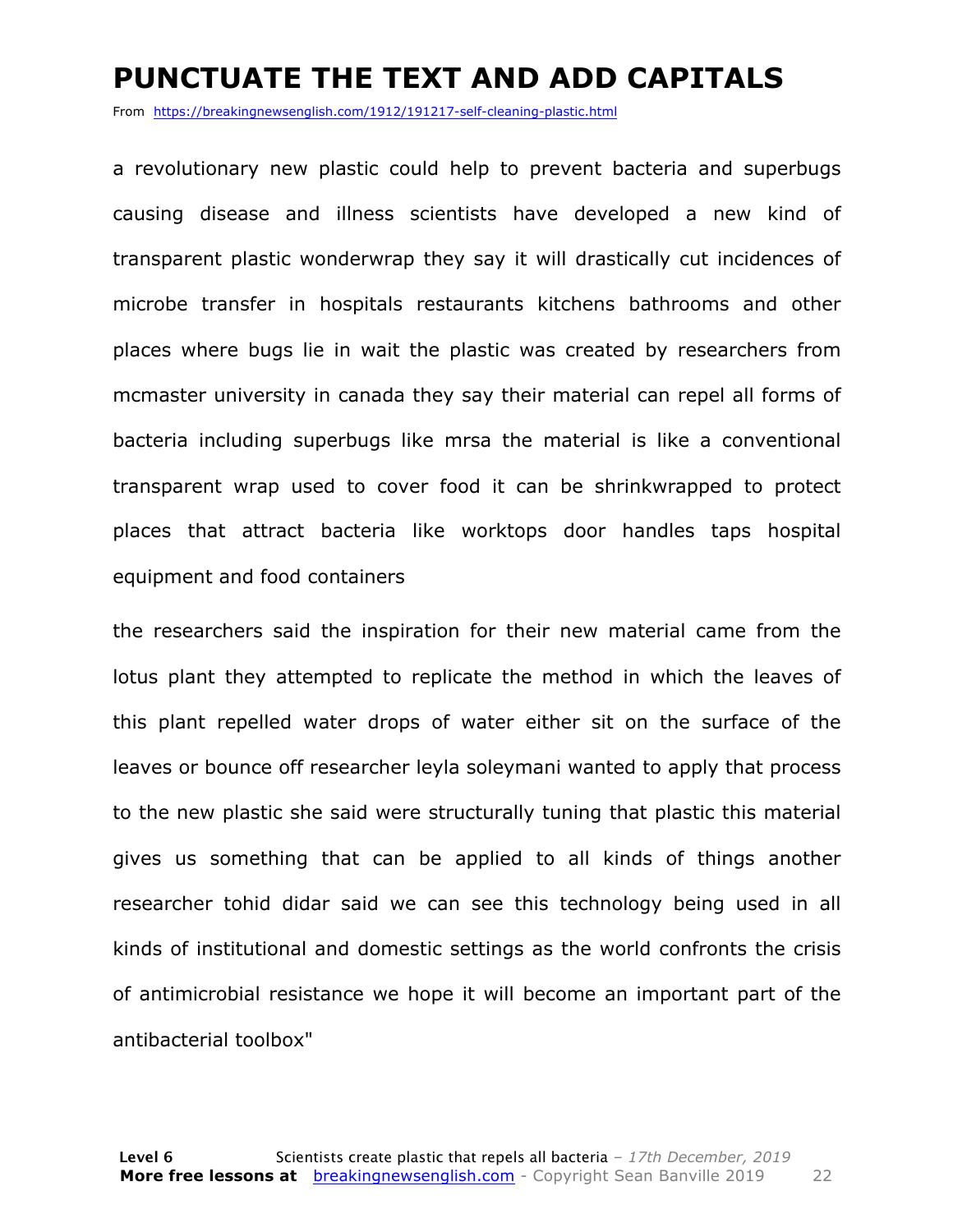# PUNCTUATE THE TEXT AND ADD CAPITALS

From https://breakingnewsenglish.com/1912/191217-self-cleaning-plastic.html

a revolutionary new plastic could help to prevent bacteria and superbugs causing disease and illness scientists have developed a new kind of transparent plastic wonderwrap they say it will drastically cut incidences of microbe transfer in hospitals restaurants kitchens bathrooms and other places where bugs lie in wait the plastic was created by researchers from mcmaster university in canada they say their material can repel all forms of bacteria including superbugs like mrsa the material is like a conventional transparent wrap used to cover food it can be shrinkwrapped to protect places that attract bacteria like worktops door handles taps hospital equipment and food containers

the researchers said the inspiration for their new material came from the lotus plant they attempted to replicate the method in which the leaves of this plant repelled water drops of water either sit on the surface of the leaves or bounce off researcher leyla soleymani wanted to apply that process to the new plastic she said were structurally tuning that plastic this material gives us something that can be applied to all kinds of things another researcher tohid didar said we can see this technology being used in all kinds of institutional and domestic settings as the world confronts the crisis of antimicrobial resistance we hope it will become an important part of the antibacterial toolbox"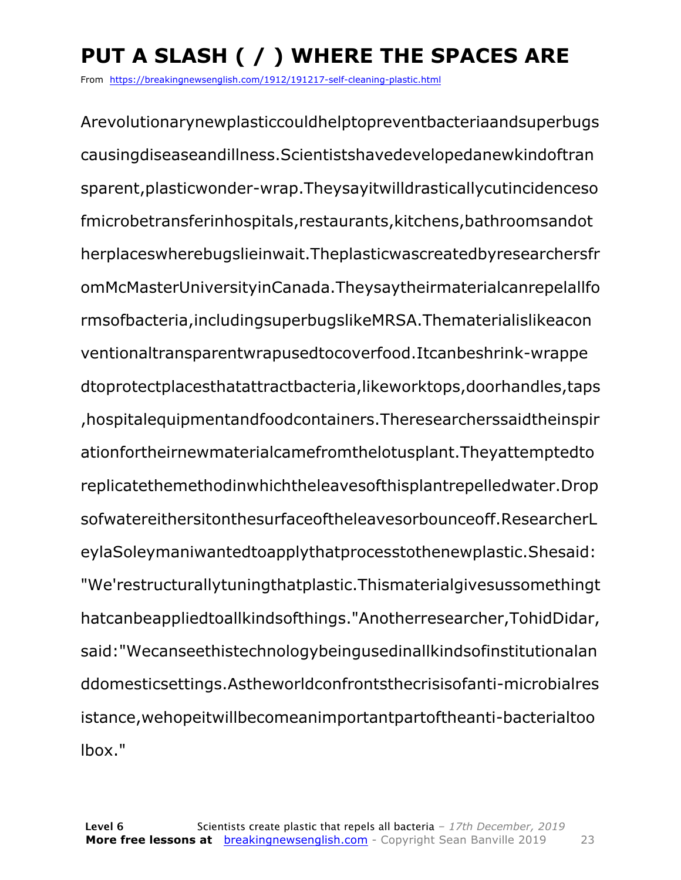# PUT A SLASH ( / ) WHERE THE SPACES ARE

From https://breakingnewsenglish.com/1912/191217-self-cleaning-plastic.html

Arevolutionarynewplasticcouldhelptopreventbacteriaandsuperbugs causingdiseaseandillness.Scientistshavedevelopedanewkindoftran sparent,plasticwonder-wrap.Theysayitwilldrasticallycutincidenceso fmicrobetransferinhospitals,restaurants,kitchens,bathroomsandot herplaceswherebugslieinwait.Theplasticwascreatedbyresearchersfr omMcMasterUniversityinCanada.Theysaytheirmaterialcanrepelallfo rmsofbacteria,includingsuperbugslikeMRSA.Thematerialislikeacon ventionaltransparentwrapusedtocoverfood.Itcanbeshrink-wrappe dtoprotectplacesthatattractbacteria,likeworktops,doorhandles,taps ,hospitalequipmentandfoodcontainers.Theresearcherssaidtheinspir ationfortheirnewmaterialcamefromthelotusplant.Theyattemptedto replicatethemethodinwhichtheleavesofthisplantrepelledwater.Drop sofwatereithersitonthesurfaceoftheleavesorbounceoff.ResearcherL eylaSoleymaniwantedtoapplythatprocesstothenewplastic.Shesaid: "We'restructurallytuningthatplastic.Thismaterialgivesussomethingt hatcanbeappliedtoallkindsofthings."Anotherresearcher,TohidDidar, said:"Wecanseethistechnologybeingusedinallkindsofinstitutionalan ddomesticsettings.Astheworldconfrontsthecrisisofanti-microbialres istance,wehopeitwillbecomeanimportantpartoftheanti-bacterialtoo lbox."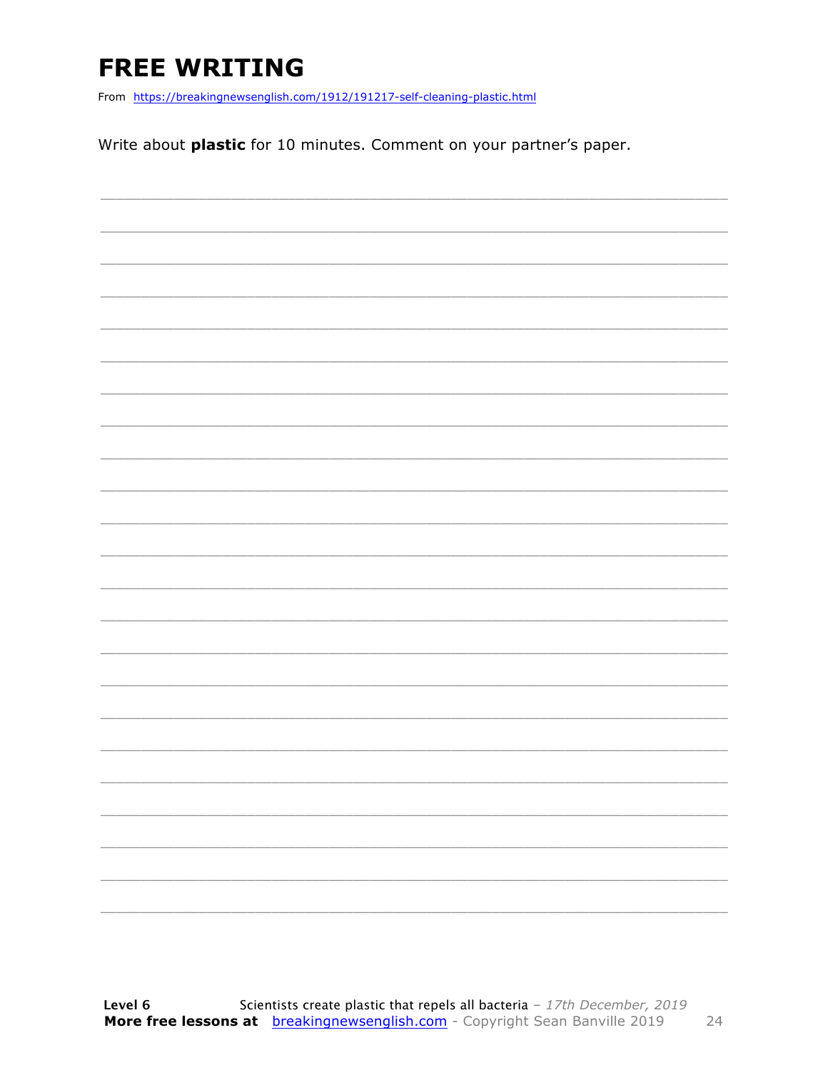# FREE WRITING

From https://breakingnewsenglish.com/1912/191217-self-cleaning-plastic.html

Write about **plastic** for 10 minutes. Comment on your partner's paper.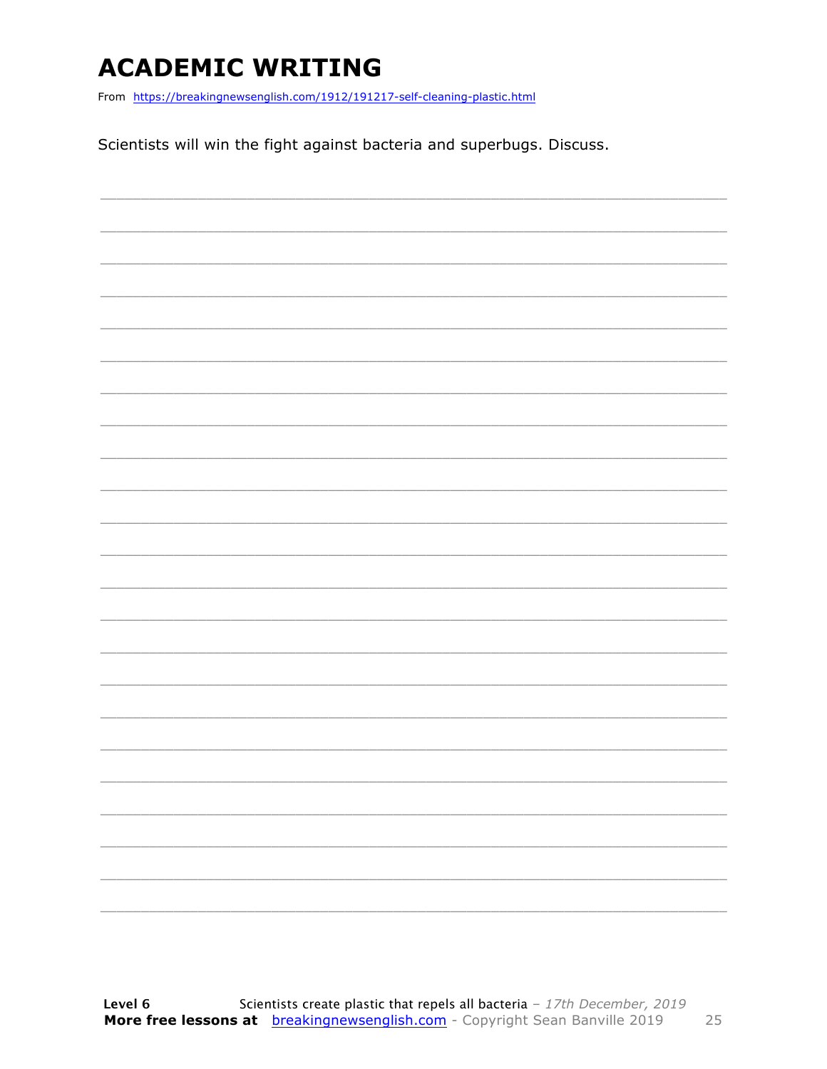# ACADEMIC WRITING

From https://breakingnewsenglish.com/1912/191217-self-cleaning-plastic.html

Scientists will win the fight against bacteria and superbugs. Discuss.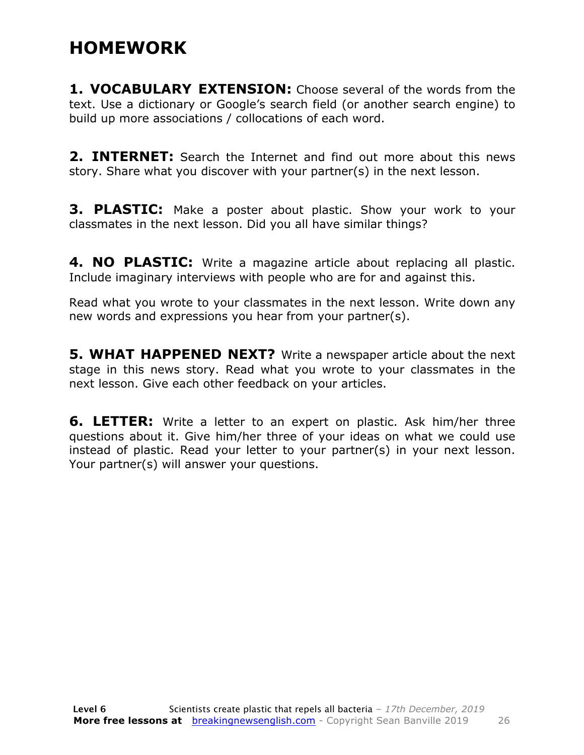# HOMEWORK

**1. VOCABULARY EXTENSION:** Choose several of the words from the text. Use a dictionary or Google's search field (or another search engine) to build up more associations / collocations of each word.

**2. INTERNET:** Search the Internet and find out more about this news story. Share what you discover with your partner(s) in the next lesson.

**3. PLASTIC:** Make a poster about plastic. Show your work to your classmates in the next lesson. Did you all have similar things?

**4. NO PLASTIC:** Write a magazine article about replacing all plastic. Include imaginary interviews with people who are for and against this.

Read what you wrote to your classmates in the next lesson. Write down any new words and expressions you hear from your partner(s).

**5. WHAT HAPPENED NEXT?** Write a newspaper article about the next stage in this news story. Read what you wrote to your classmates in the next lesson. Give each other feedback on your articles.

**6. LETTER:** Write a letter to an expert on plastic. Ask him/her three questions about it. Give him/her three of your ideas on what we could use instead of plastic. Read your letter to your partner(s) in your next lesson. Your partner(s) will answer your questions.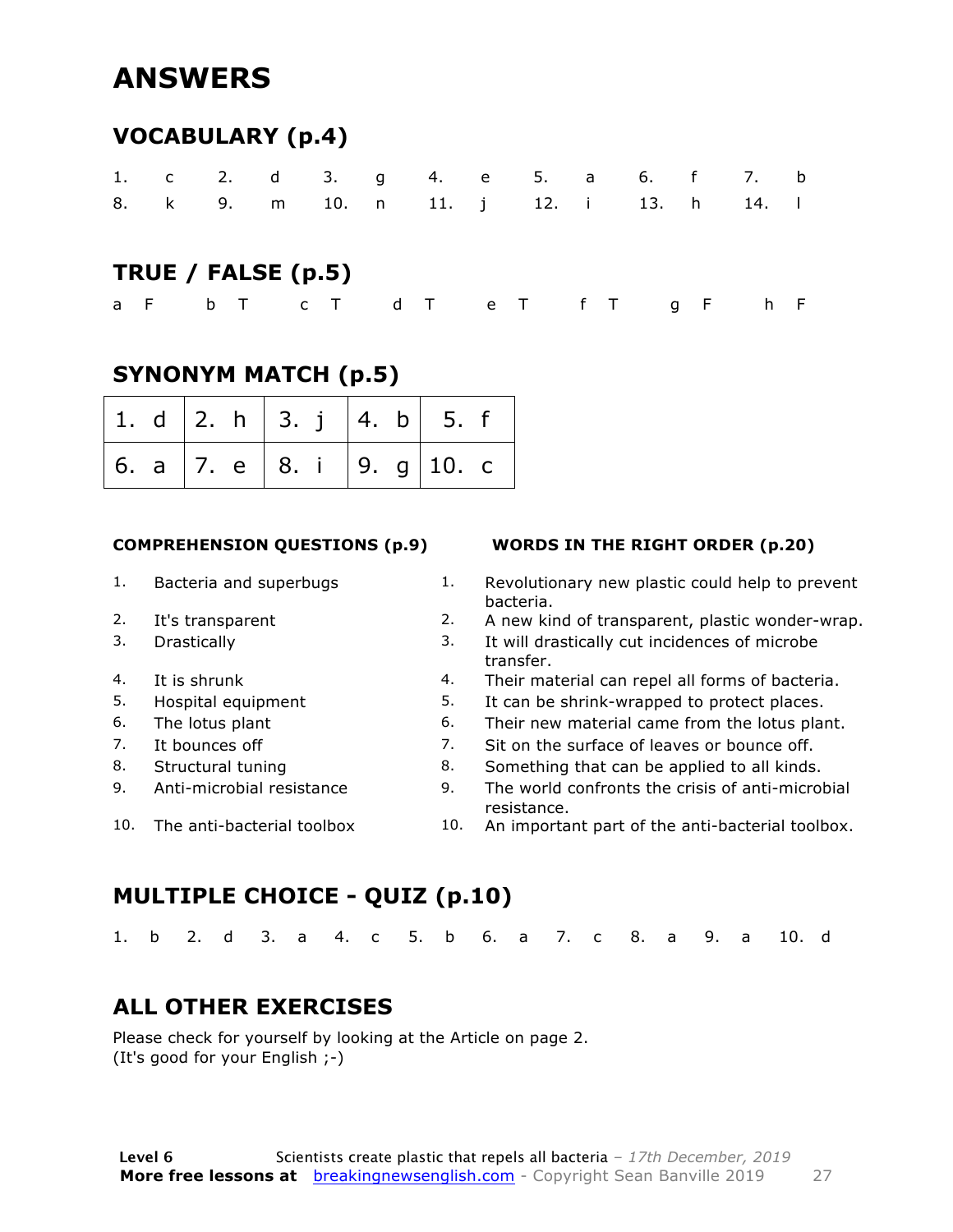# ANSWERS

## VOCABULARY (p.4)

1. c 2. d 3. g 4. e 5. a 6. f 7. b
8. k 9. m 10. n 11. j 12. i 13. h 14. l

## TRUE / FALSE (p.5)

a F b T c T d T e T f T g F h F

## SYNONYM MATCH (p.5)

| | | | | |
|---|---|---|---|---|
| 1. d | 2. h | 3. j | 4. b | 5. f |
| 6. a | 7. e | 8. i | 9. g | 10. c |

### COMPREHENSION QUESTIONS (p.9)

1. Bacteria and superbugs
2. It's transparent
3. Drastically
4. It is shrunk
5. Hospital equipment
6. The lotus plant
7. It bounces off
8. Structural tuning
9. Anti-microbial resistance
10. The anti-bacterial toolbox

### WORDS IN THE RIGHT ORDER (p.20)

1. Revolutionary new plastic could help to prevent bacteria.
2. A new kind of transparent, plastic wonder-wrap.
3. It will drastically cut incidences of microbe transfer.
4. Their material can repel all forms of bacteria.
5. It can be shrink-wrapped to protect places.
6. Their new material came from the lotus plant.
7. Sit on the surface of leaves or bounce off.
8. Something that can be applied to all kinds.
9. The world confronts the crisis of anti-microbial resistance.
10. An important part of the anti-bacterial toolbox.

## MULTIPLE CHOICE - QUIZ (p.10)

1. b 2. d 3. a 4. c 5. b 6. a 7. c 8. a 9. a 10. d

## ALL OTHER EXERCISES

Please check for yourself by looking at the Article on page 2.
(It's good for your English ;-)